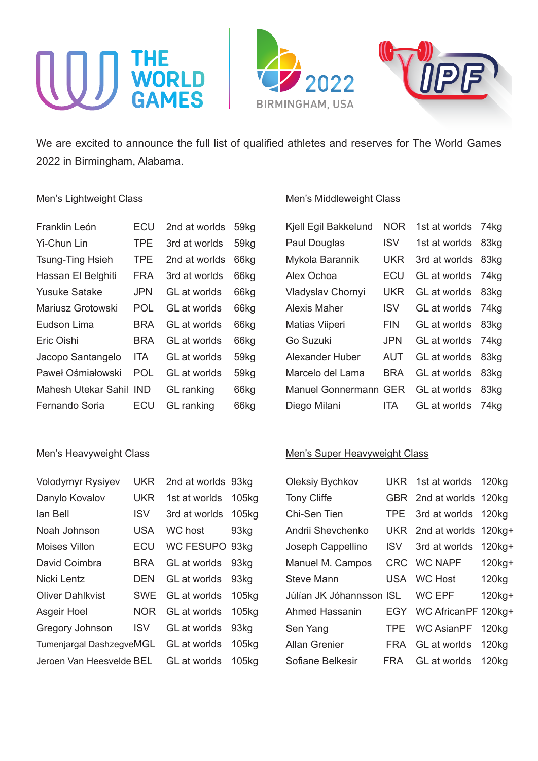We are excited to announce the full list of qualified athletes and reserves for The World Games 2022 in Birmingham, Alabama.

## Men's Lightweight Class

| | | | |
|---|---|---|---|
| Franklin León | ECU | 2nd at worlds | 59kg |
| Yi-Chun Lin | TPE | 3rd at worlds | 59kg |
| Tsung-Ting Hsieh | TPE | 2nd at worlds | 66kg |
| Hassan El Belghiti | FRA | 3rd at worlds | 66kg |
| Yusuke Satake | JPN | GL at worlds | 66kg |
| Mariusz Grotowski | POL | GL at worlds | 66kg |
| Eudson Lima | BRA | GL at worlds | 66kg |
| Eric Oishi | BRA | GL at worlds | 66kg |
| Jacopo Santangelo | ITA | GL at worlds | 59kg |
| Paweł Ośmiałowski | POL | GL at worlds | 59kg |
| Mahesh Utekar Sahil | IND | GL ranking | 66kg |
| Fernando Soria | ECU | GL ranking | 66kg |

## Men's Middleweight Class

| | | | |
|---|---|---|---|
| Kjell Egil Bakkelund | NOR | 1st at worlds | 74kg |
| Paul Douglas | ISV | 1st at worlds | 83kg |
| Mykola Barannik | UKR | 3rd at worlds | 83kg |
| Alex Ochoa | ECU | GL at worlds | 74kg |
| Vladyslav Chornyi | UKR | GL at worlds | 83kg |
| Alexis Maher | ISV | GL at worlds | 74kg |
| Matias Viiperi | FIN | GL at worlds | 83kg |
| Go Suzuki | JPN | GL at worlds | 74kg |
| Alexander Huber | AUT | GL at worlds | 83kg |
| Marcelo del Lama | BRA | GL at worlds | 83kg |
| Manuel Gonnermann | GER | GL at worlds | 83kg |
| Diego Milani | ITA | GL at worlds | 74kg |

## Men's Heavyweight Class

| | | | |
|---|---|---|---|
| Volodymyr Rysiyev | UKR | 2nd at worlds | 93kg |
| Danylo Kovalov | UKR | 1st at worlds | 105kg |
| Ian Bell | ISV | 3rd at worlds | 105kg |
| Noah Johnson | USA | WC host | 93kg |
| Moises Villon | ECU | WC FESUPO | 93kg |
| David Coimbra | BRA | GL at worlds | 93kg |
| Nicki Lentz | DEN | GL at worlds | 93kg |
| Oliver Dahlkvist | SWE | GL at worlds | 105kg |
| Asgeir Hoel | NOR | GL at worlds | 105kg |
| Gregory Johnson | ISV | GL at worlds | 93kg |
| Tumenjargal Dashzegve | MGL | GL at worlds | 105kg |
| Jeroen Van Heesvelde | BEL | GL at worlds | 105kg |

## Men's Super Heavyweight Class

| | | | |
|---|---|---|---|
| Oleksiy Bychkov | UKR | 1st at worlds | 120kg |
| Tony Cliffe | GBR | 2nd at worlds | 120kg |
| Chi-Sen Tien | TPE | 3rd at worlds | 120kg |
| Andrii Shevchenko | UKR | 2nd at worlds | 120kg+ |
| Joseph Cappellino | ISV | 3rd at worlds | 120kg+ |
| Manuel M. Campos | CRC | WC NAPF | 120kg+ |
| Steve Mann | USA | WC Host | 120kg |
| Júlían JK Jóhannsson | ISL | WC EPF | 120kg+ |
| Ahmed Hassanin | EGY | WC AfricanPF | 120kg+ |
| Sen Yang | TPE | WC AsianPF | 120kg |
| Allan Grenier | FRA | GL at worlds | 120kg |
| Sofiane Belkesir | FRA | GL at worlds | 120kg |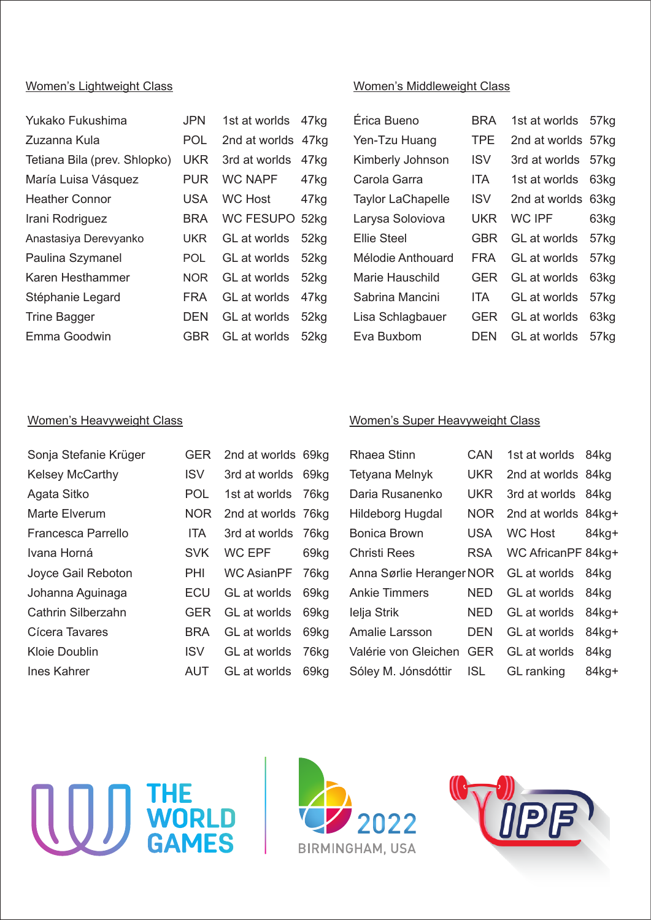## Women's Lightweight Class

| | | | |
|---|---|---|---|
| Yukako Fukushima | JPN | 1st at worlds | 47kg |
| Zuzanna Kula | POL | 2nd at worlds | 47kg |
| Tetiana Bila (prev. Shlopko) | UKR | 3rd at worlds | 47kg |
| María Luisa Vásquez | PUR | WC NAPF | 47kg |
| Heather Connor | USA | WC Host | 47kg |
| Irani Rodriguez | BRA | WC FESUPO | 52kg |
| Anastasiya Derevyanko | UKR | GL at worlds | 52kg |
| Paulina Szymanel | POL | GL at worlds | 52kg |
| Karen Hesthammer | NOR | GL at worlds | 52kg |
| Stéphanie Legard | FRA | GL at worlds | 47kg |
| Trine Bagger | DEN | GL at worlds | 52kg |
| Emma Goodwin | GBR | GL at worlds | 52kg |

## Women's Middleweight Class

| | | | |
|---|---|---|---|
| Érica Bueno | BRA | 1st at worlds | 57kg |
| Yen-Tzu Huang | TPE | 2nd at worlds | 57kg |
| Kimberly Johnson | ISV | 3rd at worlds | 57kg |
| Carola Garra | ITA | 1st at worlds | 63kg |
| Taylor LaChapelle | ISV | 2nd at worlds | 63kg |
| Larysa Soloviova | UKR | WC IPF | 63kg |
| Ellie Steel | GBR | GL at worlds | 57kg |
| Mélodie Anthouard | FRA | GL at worlds | 57kg |
| Marie Hauschild | GER | GL at worlds | 63kg |
| Sabrina Mancini | ITA | GL at worlds | 57kg |
| Lisa Schlagbauer | GER | GL at worlds | 63kg |
| Eva Buxbom | DEN | GL at worlds | 57kg |

## Women's Heavyweight Class

| | | | |
|---|---|---|---|
| Sonja Stefanie Krüger | GER | 2nd at worlds | 69kg |
| Kelsey McCarthy | ISV | 3rd at worlds | 69kg |
| Agata Sitko | POL | 1st at worlds | 76kg |
| Marte Elverum | NOR | 2nd at worlds | 76kg |
| Francesca Parrello | ITA | 3rd at worlds | 76kg |
| Ivana Horná | SVK | WC EPF | 69kg |
| Joyce Gail Reboton | PHI | WC AsianPF | 76kg |
| Johanna Aguinaga | ECU | GL at worlds | 69kg |
| Cathrin Silberzahn | GER | GL at worlds | 69kg |
| Cícera Tavares | BRA | GL at worlds | 69kg |
| Kloie Doublin | ISV | GL at worlds | 76kg |
| Ines Kahrer | AUT | GL at worlds | 69kg |

## Women's Super Heavyweight Class

| | | | |
|---|---|---|---|
| Rhaea Stinn | CAN | 1st at worlds | 84kg |
| Tetyana Melnyk | UKR | 2nd at worlds | 84kg |
| Daria Rusanenko | UKR | 3rd at worlds | 84kg |
| Hildeborg Hugdal | NOR | 2nd at worlds | 84kg+ |
| Bonica Brown | USA | WC Host | 84kg+ |
| Christi Rees | RSA | WC AfricanPF | 84kg+ |
| Anna Sørlie Heranger | NOR | GL at worlds | 84kg |
| Ankie Timmers | NED | GL at worlds | 84kg |
| Ielja Strik | NED | GL at worlds | 84kg+ |
| Amalie Larsson | DEN | GL at worlds | 84kg+ |
| Valérie von Gleichen | GER | GL at worlds | 84kg |
| Sóley M. Jónsdóttir | ISL | GL ranking | 84kg+ |

THE WORLD GAMES

2022 BIRMINGHAM, USA

IPF